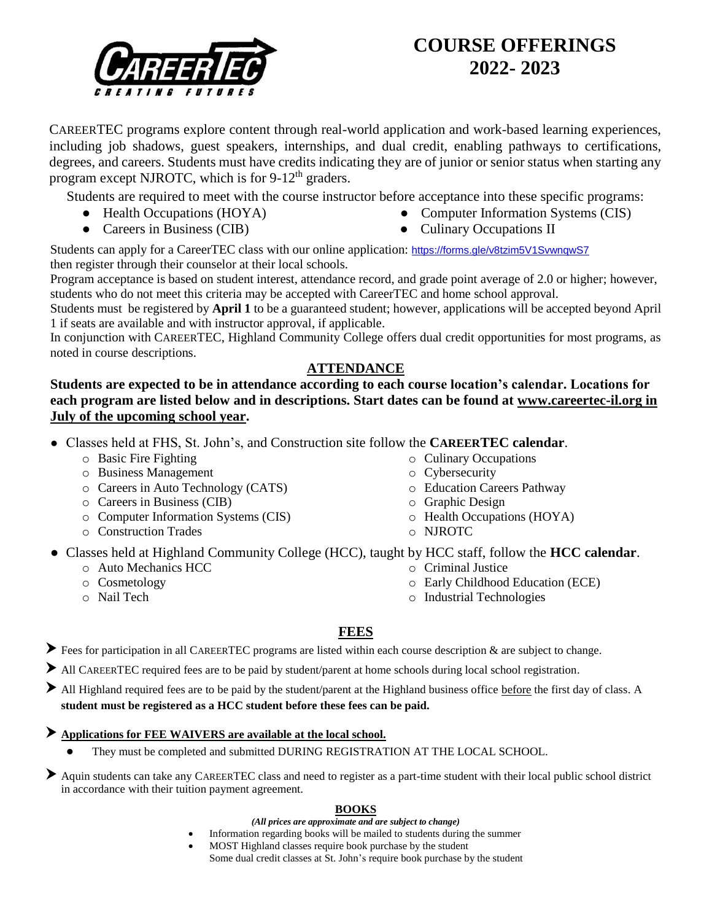# COURSE OFFERINGS 2022- 2023

CAREERTEC programs explore content through real-world application and work-based learning experiences, including job shadows, guest speakers, internships, and dual credit, enabling pathways to certifications, degrees, and careers. Students must have credits indicating they are of junior or senior status when starting any program except NJROTC, which is for 9-12th graders.

Students are required to meet with the course instructor before acceptance into these specific programs:

- Health Occupations (HOYA)
- Careers in Business (CIB)
- Computer Information Systems (CIS)
- Culinary Occupations II

Students can apply for a CareerTEC class with our online application: https://forms.gle/v8tzim5V1SvwnqwS7 then register through their counselor at their local schools.

Program acceptance is based on student interest, attendance record, and grade point average of 2.0 or higher; however, students who do not meet this criteria may be accepted with CareerTEC and home school approval.

Students must be registered by **April 1** to be a guaranteed student; however, applications will be accepted beyond April 1 if seats are available and with instructor approval, if applicable.

In conjunction with CAREERTEC, Highland Community College offers dual credit opportunities for most programs, as noted in course descriptions.

## ATTENDANCE

**Students are expected to be in attendance according to each course location's calendar. Locations for each program are listed below and in descriptions. Start dates can be found at www.careertec-il.org in July of the upcoming school year.**

- Classes held at FHS, St. John's, and Construction site follow the **CAREERTEC calendar**.
  - Basic Fire Fighting
  - Business Management
  - Careers in Auto Technology (CATS)
  - Careers in Business (CIB)
  - Computer Information Systems (CIS)
  - Construction Trades
  - Culinary Occupations
  - Cybersecurity
  - Education Careers Pathway
  - Graphic Design
  - Health Occupations (HOYA)
  - NJROTC
- Classes held at Highland Community College (HCC), taught by HCC staff, follow the **HCC calendar**.
  - Auto Mechanics HCC
  - Cosmetology
  - Nail Tech
  - Criminal Justice
  - Early Childhood Education (ECE)
  - Industrial Technologies

## FEES

- Fees for participation in all CAREERTEC programs are listed within each course description & are subject to change.
- All CAREERTEC required fees are to be paid by student/parent at home schools during local school registration.
- All Highland required fees are to be paid by the student/parent at the Highland business office before the first day of class. A **student must be registered as a HCC student before these fees can be paid.**
- **Applications for FEE WAIVERS are available at the local school.**
  - They must be completed and submitted DURING REGISTRATION AT THE LOCAL SCHOOL.
- Aquin students can take any CAREERTEC class and need to register as a part-time student with their local public school district in accordance with their tuition payment agreement.

## BOOKS

*(All prices are approximate and are subject to change)*

- Information regarding books will be mailed to students during the summer
- MOST Highland classes require book purchase by the student
  Some dual credit classes at St. John's require book purchase by the student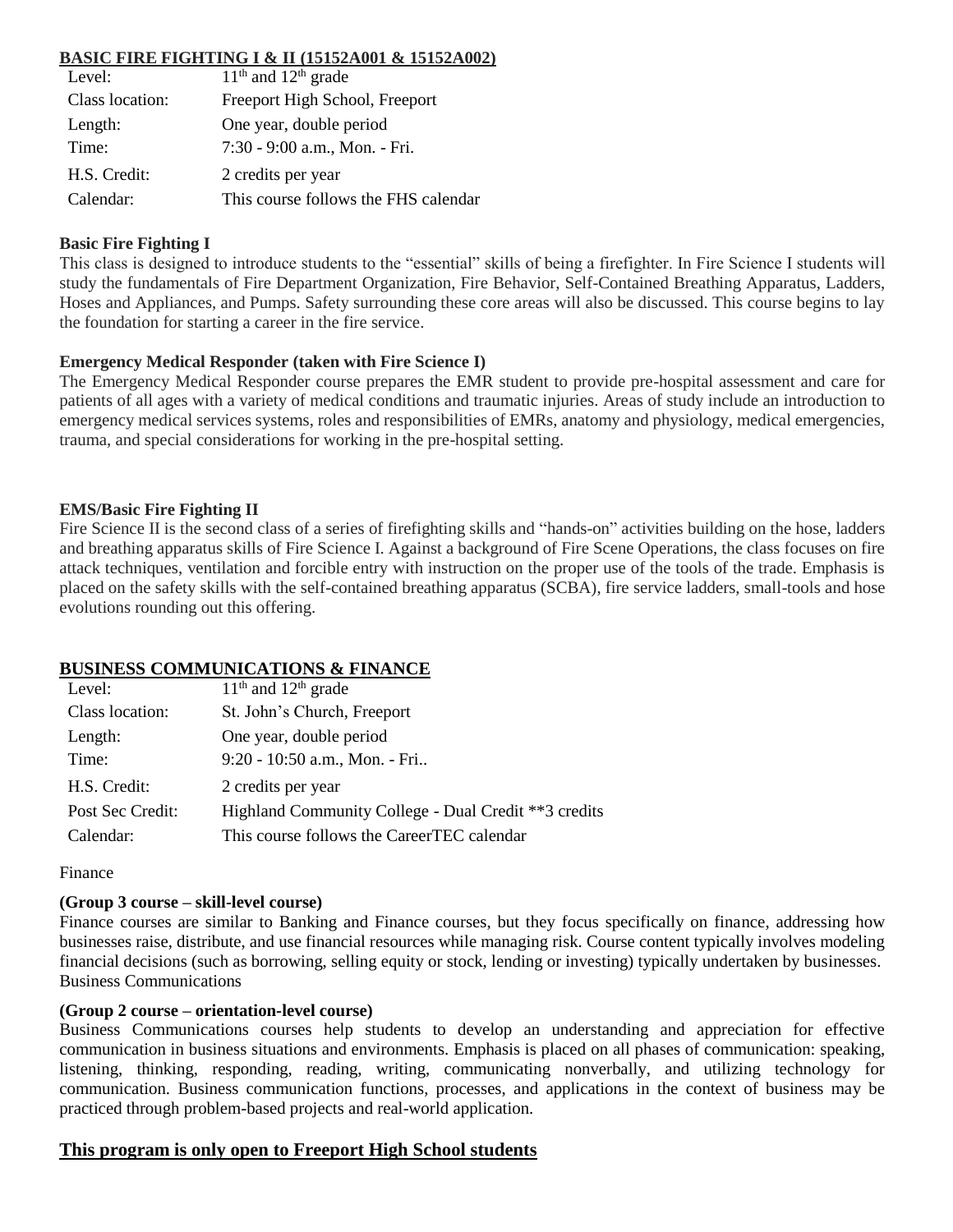## BASIC FIRE FIGHTING I & II (15152A001 & 15152A002)

| | |
|---|---|
| Level: | 11th and 12th grade |
| Class location: | Freeport High School, Freeport |
| Length: | One year, double period |
| Time: | 7:30 - 9:00 a.m., Mon. - Fri. |
| H.S. Credit: | 2 credits per year |
| Calendar: | This course follows the FHS calendar |

**Basic Fire Fighting I**

This class is designed to introduce students to the "essential" skills of being a firefighter. In Fire Science I students will study the fundamentals of Fire Department Organization, Fire Behavior, Self-Contained Breathing Apparatus, Ladders, Hoses and Appliances, and Pumps. Safety surrounding these core areas will also be discussed. This course begins to lay the foundation for starting a career in the fire service.

**Emergency Medical Responder (taken with Fire Science I)**

The Emergency Medical Responder course prepares the EMR student to provide pre-hospital assessment and care for patients of all ages with a variety of medical conditions and traumatic injuries. Areas of study include an introduction to emergency medical services systems, roles and responsibilities of EMRs, anatomy and physiology, medical emergencies, trauma, and special considerations for working in the pre-hospital setting.

**EMS/Basic Fire Fighting II**

Fire Science II is the second class of a series of firefighting skills and "hands-on" activities building on the hose, ladders and breathing apparatus skills of Fire Science I. Against a background of Fire Scene Operations, the class focuses on fire attack techniques, ventilation and forcible entry with instruction on the proper use of the tools of the trade. Emphasis is placed on the safety skills with the self-contained breathing apparatus (SCBA), fire service ladders, small-tools and hose evolutions rounding out this offering.

## BUSINESS COMMUNICATIONS & FINANCE

| | |
|---|---|
| Level: | 11th and 12th grade |
| Class location: | St. John's Church, Freeport |
| Length: | One year, double period |
| Time: | 9:20 - 10:50 a.m., Mon. - Fri.. |
| H.S. Credit: | 2 credits per year |
| Post Sec Credit: | Highland Community College - Dual Credit **3 credits |
| Calendar: | This course follows the CareerTEC calendar |

Finance

**(Group 3 course – skill-level course)**

Finance courses are similar to Banking and Finance courses, but they focus specifically on finance, addressing how businesses raise, distribute, and use financial resources while managing risk. Course content typically involves modeling financial decisions (such as borrowing, selling equity or stock, lending or investing) typically undertaken by businesses.

Business Communications

**(Group 2 course – orientation-level course)**

Business Communications courses help students to develop an understanding and appreciation for effective communication in business situations and environments. Emphasis is placed on all phases of communication: speaking, listening, thinking, responding, reading, writing, communicating nonverbally, and utilizing technology for communication. Business communication functions, processes, and applications in the context of business may be practiced through problem-based projects and real-world application.

## This program is only open to Freeport High School students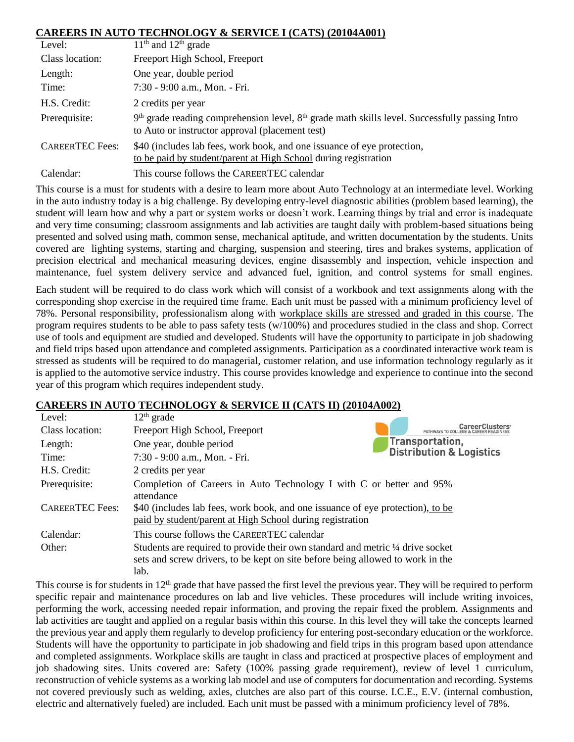## CAREERS IN AUTO TECHNOLOGY & SERVICE I (CATS) (20104A001)

| | |
|---|---|
| Level: | 11th and 12th grade |
| Class location: | Freeport High School, Freeport |
| Length: | One year, double period |
| Time: | 7:30 - 9:00 a.m., Mon. - Fri. |
| H.S. Credit: | 2 credits per year |
| Prerequisite: | 9th grade reading comprehension level, 8th grade math skills level. Successfully passing Intro to Auto or instructor approval (placement test) |
| CAREERTEC Fees: | $40 (includes lab fees, work book, and one issuance of eye protection, to be paid by student/parent at High School during registration |
| Calendar: | This course follows the CAREERTEC calendar |

This course is a must for students with a desire to learn more about Auto Technology at an intermediate level. Working in the auto industry today is a big challenge. By developing entry-level diagnostic abilities (problem based learning), the student will learn how and why a part or system works or doesn't work. Learning things by trial and error is inadequate and very time consuming; classroom assignments and lab activities are taught daily with problem-based situations being presented and solved using math, common sense, mechanical aptitude, and written documentation by the students. Units covered are lighting systems, starting and charging, suspension and steering, tires and brakes systems, application of precision electrical and mechanical measuring devices, engine disassembly and inspection, vehicle inspection and maintenance, fuel system delivery service and advanced fuel, ignition, and control systems for small engines.

Each student will be required to do class work which will consist of a workbook and text assignments along with the corresponding shop exercise in the required time frame. Each unit must be passed with a minimum proficiency level of 78%. Personal responsibility, professionalism along with workplace skills are stressed and graded in this course. The program requires students to be able to pass safety tests (w/100%) and procedures studied in the class and shop. Correct use of tools and equipment are studied and developed. Students will have the opportunity to participate in job shadowing and field trips based upon attendance and completed assignments. Participation as a coordinated interactive work team is stressed as students will be required to do managerial, customer relation, and use information technology regularly as it is applied to the automotive service industry. This course provides knowledge and experience to continue into the second year of this program which requires independent study.

## CAREERS IN AUTO TECHNOLOGY & SERVICE II (CATS II) (20104A002)

CareerClusters® PATHWAYS TO COLLEGE & CAREER READINESS — Transportation, Distribution & Logistics

| | |
|---|---|
| Level: | 12th grade |
| Class location: | Freeport High School, Freeport |
| Length: | One year, double period |
| Time: | 7:30 - 9:00 a.m., Mon. - Fri. |
| H.S. Credit: | 2 credits per year |
| Prerequisite: | Completion of Careers in Auto Technology I with C or better and 95% attendance |
| CAREERTEC Fees: | $40 (includes lab fees, work book, and one issuance of eye protection), to be paid by student/parent at High School during registration |
| Calendar: | This course follows the CAREERTEC calendar |
| Other: | Students are required to provide their own standard and metric ¼ drive socket sets and screw drivers, to be kept on site before being allowed to work in the lab. |

This course is for students in 12th grade that have passed the first level the previous year. They will be required to perform specific repair and maintenance procedures on lab and live vehicles. These procedures will include writing invoices, performing the work, accessing needed repair information, and proving the repair fixed the problem. Assignments and lab activities are taught and applied on a regular basis within this course. In this level they will take the concepts learned the previous year and apply them regularly to develop proficiency for entering post-secondary education or the workforce. Students will have the opportunity to participate in job shadowing and field trips in this program based upon attendance and completed assignments. Workplace skills are taught in class and practiced at prospective places of employment and job shadowing sites. Units covered are: Safety (100% passing grade requirement), review of level 1 curriculum, reconstruction of vehicle systems as a working lab model and use of computers for documentation and recording. Systems not covered previously such as welding, axles, clutches are also part of this course. I.C.E., E.V. (internal combustion, electric and alternatively fueled) are included. Each unit must be passed with a minimum proficiency level of 78%.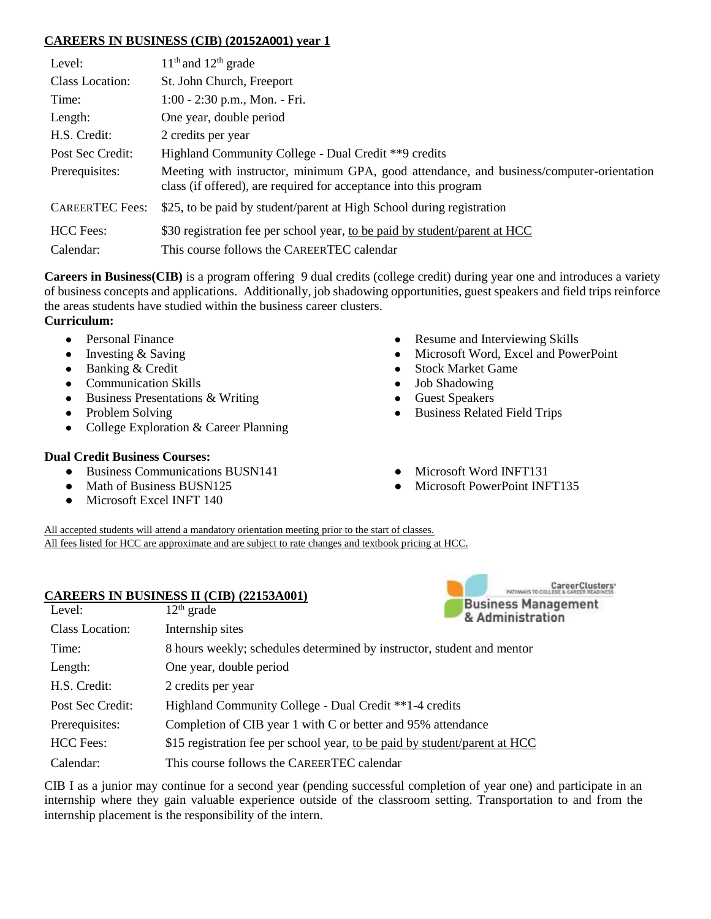## CAREERS IN BUSINESS (CIB) (20152A001) year 1

| | |
|---|---|
| Level: | 11th and 12th grade |
| Class Location: | St. John Church, Freeport |
| Time: | 1:00 - 2:30 p.m., Mon. - Fri. |
| Length: | One year, double period |
| H.S. Credit: | 2 credits per year |
| Post Sec Credit: | Highland Community College - Dual Credit **9 credits |
| Prerequisites: | Meeting with instructor, minimum GPA, good attendance, and business/computer-orientation class (if offered), are required for acceptance into this program |
| CAREERTEC Fees: | $25, to be paid by student/parent at High School during registration |
| HCC Fees: | $30 registration fee per school year, to be paid by student/parent at HCC |
| Calendar: | This course follows the CAREERTEC calendar |

**Careers in Business(CIB)** is a program offering 9 dual credits (college credit) during year one and introduces a variety of business concepts and applications. Additionally, job shadowing opportunities, guest speakers and field trips reinforce the areas students have studied within the business career clusters.

**Curriculum:**

- Personal Finance
- Investing & Saving
- Banking & Credit
- Communication Skills
- Business Presentations & Writing
- Problem Solving
- College Exploration & Career Planning
- Resume and Interviewing Skills
- Microsoft Word, Excel and PowerPoint
- Stock Market Game
- Job Shadowing
- Guest Speakers
- Business Related Field Trips

**Dual Credit Business Courses:**

- Business Communications BUSN141
- Math of Business BUSN125
- Microsoft Excel INFT 140
- Microsoft Word INFT131
- Microsoft PowerPoint INFT135

All accepted students will attend a mandatory orientation meeting prior to the start of classes.
All fees listed for HCC are approximate and are subject to rate changes and textbook pricing at HCC.

CareerClusters PATHWAYS TO COLLEGE & CAREER READINESS
Business Management & Administration

## CAREERS IN BUSINESS II (CIB) (22153A001)

| | |
|---|---|
| Level: | 12th grade |
| Class Location: | Internship sites |
| Time: | 8 hours weekly; schedules determined by instructor, student and mentor |
| Length: | One year, double period |
| H.S. Credit: | 2 credits per year |
| Post Sec Credit: | Highland Community College - Dual Credit **1-4 credits |
| Prerequisites: | Completion of CIB year 1 with C or better and 95% attendance |
| HCC Fees: | $15 registration fee per school year, to be paid by student/parent at HCC |
| Calendar: | This course follows the CAREERTEC calendar |

CIB I as a junior may continue for a second year (pending successful completion of year one) and participate in an internship where they gain valuable experience outside of the classroom setting. Transportation to and from the internship placement is the responsibility of the intern.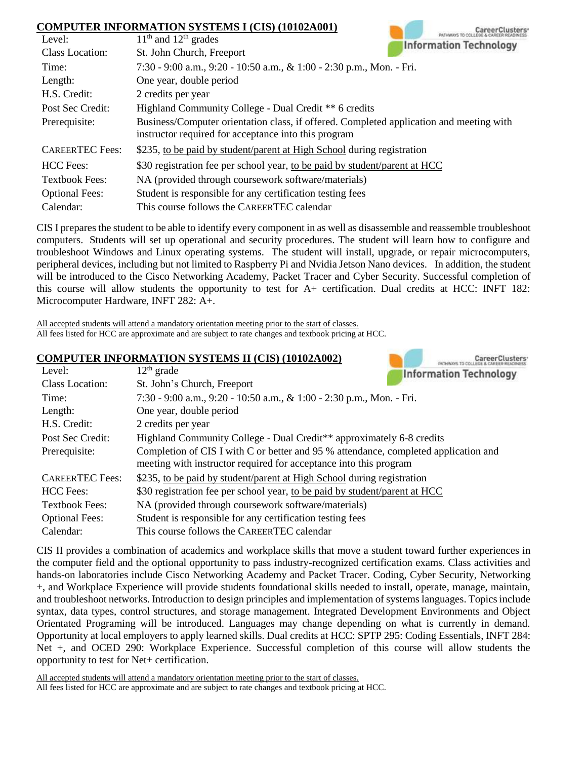## COMPUTER INFORMATION SYSTEMS I (CIS) (10102A001)

| | |
|---|---|
| Level: | 11th and 12th grades |
| Class Location: | St. John Church, Freeport |
| Time: | 7:30 - 9:00 a.m., 9:20 - 10:50 a.m., & 1:00 - 2:30 p.m., Mon. - Fri. |
| Length: | One year, double period |
| H.S. Credit: | 2 credits per year |
| Post Sec Credit: | Highland Community College - Dual Credit ** 6 credits |
| Prerequisite: | Business/Computer orientation class, if offered. Completed application and meeting with instructor required for acceptance into this program |
| CAREERTEC Fees: | $235, to be paid by student/parent at High School during registration |
| HCC Fees: | $30 registration fee per school year, to be paid by student/parent at HCC |
| Textbook Fees: | NA (provided through coursework software/materials) |
| Optional Fees: | Student is responsible for any certification testing fees |
| Calendar: | This course follows the CAREERTEC calendar |

CIS I prepares the student to be able to identify every component in as well as disassemble and reassemble troubleshoot computers. Students will set up operational and security procedures. The student will learn how to configure and troubleshoot Windows and Linux operating systems. The student will install, upgrade, or repair microcomputers, peripheral devices, including but not limited to Raspberry Pi and Nvidia Jetson Nano devices. In addition, the student will be introduced to the Cisco Networking Academy, Packet Tracer and Cyber Security. Successful completion of this course will allow students the opportunity to test for A+ certification. Dual credits at HCC: INFT 182: Microcomputer Hardware, INFT 282: A+.

All accepted students will attend a mandatory orientation meeting prior to the start of classes.
All fees listed for HCC are approximate and are subject to rate changes and textbook pricing at HCC.

## COMPUTER INFORMATION SYSTEMS II (CIS) (10102A002)

| | |
|---|---|
| Level: | 12th grade |
| Class Location: | St. John's Church, Freeport |
| Time: | 7:30 - 9:00 a.m., 9:20 - 10:50 a.m., & 1:00 - 2:30 p.m., Mon. - Fri. |
| Length: | One year, double period |
| H.S. Credit: | 2 credits per year |
| Post Sec Credit: | Highland Community College - Dual Credit** approximately 6-8 credits |
| Prerequisite: | Completion of CIS I with C or better and 95 % attendance, completed application and meeting with instructor required for acceptance into this program |
| CAREERTEC Fees: | $235, to be paid by student/parent at High School during registration |
| HCC Fees: | $30 registration fee per school year, to be paid by student/parent at HCC |
| Textbook Fees: | NA (provided through coursework software/materials) |
| Optional Fees: | Student is responsible for any certification testing fees |
| Calendar: | This course follows the CAREERTEC calendar |

CIS II provides a combination of academics and workplace skills that move a student toward further experiences in the computer field and the optional opportunity to pass industry-recognized certification exams. Class activities and hands-on laboratories include Cisco Networking Academy and Packet Tracer. Coding, Cyber Security, Networking +, and Workplace Experience will provide students foundational skills needed to install, operate, manage, maintain, and troubleshoot networks. Introduction to design principles and implementation of systems languages. Topics include syntax, data types, control structures, and storage management. Integrated Development Environments and Object Orientated Programing will be introduced. Languages may change depending on what is currently in demand. Opportunity at local employers to apply learned skills. Dual credits at HCC: SPTP 295: Coding Essentials, INFT 284: Net +, and OCED 290: Workplace Experience. Successful completion of this course will allow students the opportunity to test for Net+ certification.

All accepted students will attend a mandatory orientation meeting prior to the start of classes.
All fees listed for HCC are approximate and are subject to rate changes and textbook pricing at HCC.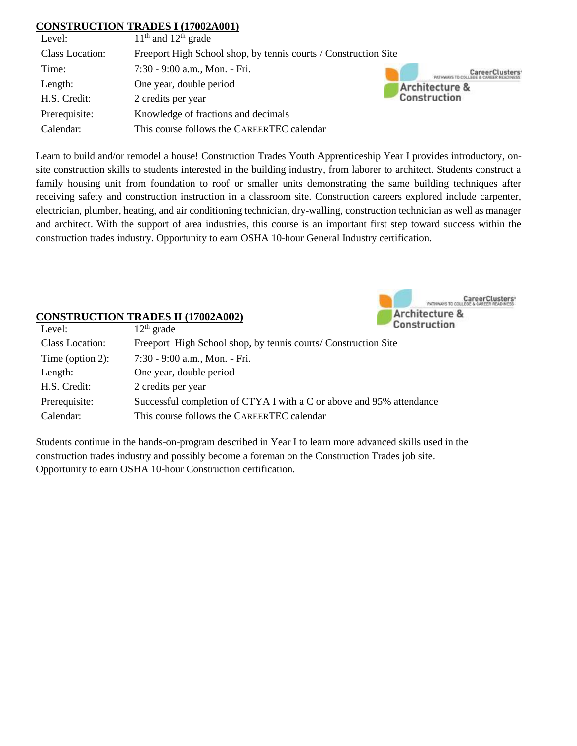## CONSTRUCTION TRADES I (17002A001)

| | |
|---|---|
| Level: | 11th and 12th grade |
| Class Location: | Freeport High School shop, by tennis courts / Construction Site |
| Time: | 7:30 - 9:00 a.m., Mon. - Fri. |
| Length: | One year, double period |
| H.S. Credit: | 2 credits per year |
| Prerequisite: | Knowledge of fractions and decimals |
| Calendar: | This course follows the CAREERTEC calendar |

Learn to build and/or remodel a house! Construction Trades Youth Apprenticeship Year I provides introductory, on-site construction skills to students interested in the building industry, from laborer to architect. Students construct a family housing unit from foundation to roof or smaller units demonstrating the same building techniques after receiving safety and construction instruction in a classroom site. Construction careers explored include carpenter, electrician, plumber, heating, and air conditioning technician, dry-walling, construction technician as well as manager and architect. With the support of area industries, this course is an important first step toward success within the construction trades industry. Opportunity to earn OSHA 10-hour General Industry certification.

## CONSTRUCTION TRADES II (17002A002)

| | |
|---|---|
| Level: | 12th grade |
| Class Location: | Freeport High School shop, by tennis courts/ Construction Site |
| Time (option 2): | 7:30 - 9:00 a.m., Mon. - Fri. |
| Length: | One year, double period |
| H.S. Credit: | 2 credits per year |
| Prerequisite: | Successful completion of CTYA I with a C or above and 95% attendance |
| Calendar: | This course follows the CAREERTEC calendar |

Students continue in the hands-on-program described in Year I to learn more advanced skills used in the construction trades industry and possibly become a foreman on the Construction Trades job site. Opportunity to earn OSHA 10-hour Construction certification.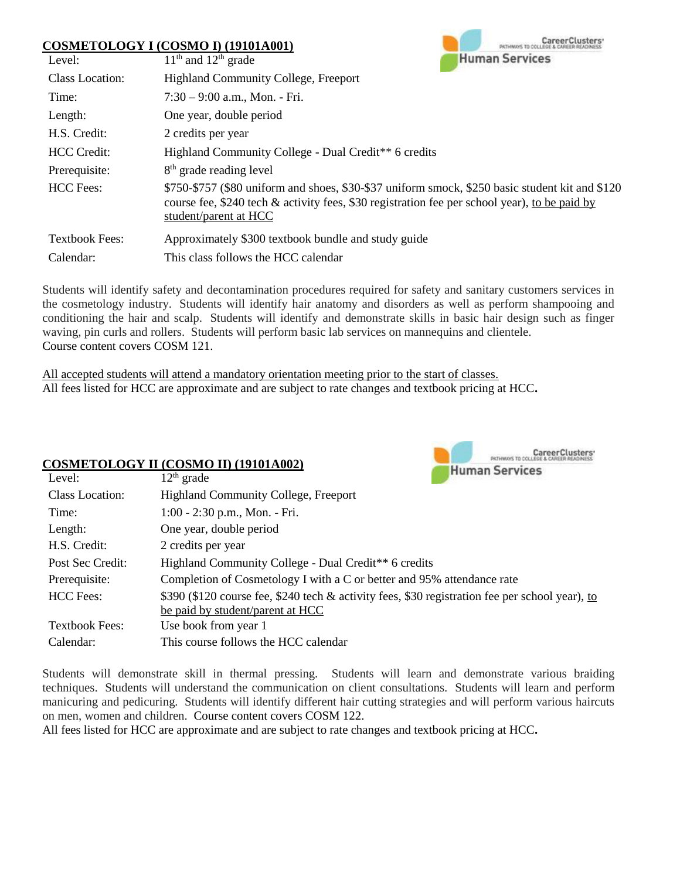## COSMETOLOGY I (COSMO I) (19101A001)

| | |
|---|---|
| Level: | 11th and 12th grade |
| Class Location: | Highland Community College, Freeport |
| Time: | 7:30 – 9:00 a.m., Mon. - Fri. |
| Length: | One year, double period |
| H.S. Credit: | 2 credits per year |
| HCC Credit: | Highland Community College - Dual Credit** 6 credits |
| Prerequisite: | 8th grade reading level |
| HCC Fees: | $750-$757 ($80 uniform and shoes, $30-$37 uniform smock, $250 basic student kit and $120 course fee, $240 tech & activity fees, $30 registration fee per school year), to be paid by student/parent at HCC |
| Textbook Fees: | Approximately $300 textbook bundle and study guide |
| Calendar: | This class follows the HCC calendar |

Students will identify safety and decontamination procedures required for safety and sanitary customers services in the cosmetology industry. Students will identify hair anatomy and disorders as well as perform shampooing and conditioning the hair and scalp. Students will identify and demonstrate skills in basic hair design such as finger waving, pin curls and rollers. Students will perform basic lab services on mannequins and clientele.
Course content covers COSM 121.

All accepted students will attend a mandatory orientation meeting prior to the start of classes.
All fees listed for HCC are approximate and are subject to rate changes and textbook pricing at HCC.

## COSMETOLOGY II (COSMO II) (19101A002)

| | |
|---|---|
| Level: | 12th grade |
| Class Location: | Highland Community College, Freeport |
| Time: | 1:00 - 2:30 p.m., Mon. - Fri. |
| Length: | One year, double period |
| H.S. Credit: | 2 credits per year |
| Post Sec Credit: | Highland Community College - Dual Credit** 6 credits |
| Prerequisite: | Completion of Cosmetology I with a C or better and 95% attendance rate |
| HCC Fees: | $390 ($120 course fee, $240 tech & activity fees, $30 registration fee per school year), to be paid by student/parent at HCC |
| Textbook Fees: | Use book from year 1 |
| Calendar: | This course follows the HCC calendar |

Students will demonstrate skill in thermal pressing. Students will learn and demonstrate various braiding techniques. Students will understand the communication on client consultations. Students will learn and perform manicuring and pedicuring. Students will identify different hair cutting strategies and will perform various haircuts on men, women and children. Course content covers COSM 122.
All fees listed for HCC are approximate and are subject to rate changes and textbook pricing at HCC.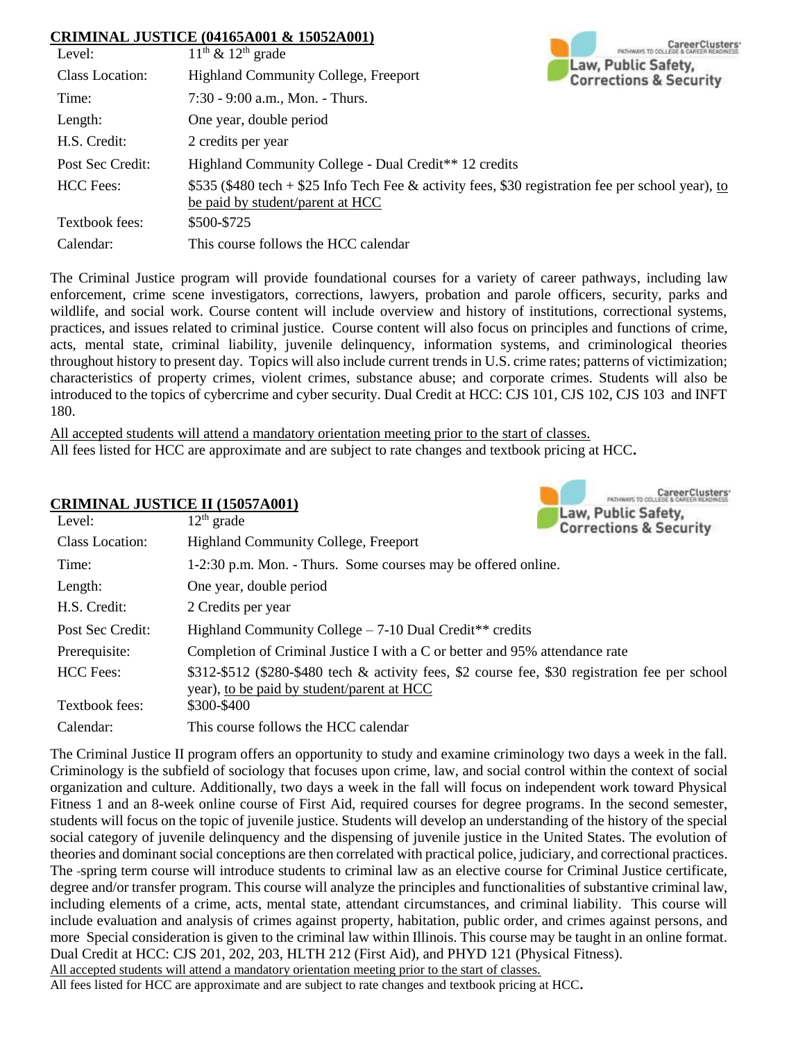## CRIMINAL JUSTICE (04165A001 & 15052A001)

Law, Public Safety, Corrections & Security

| | |
|---|---|
| Level: | 11th & 12th grade |
| Class Location: | Highland Community College, Freeport |
| Time: | 7:30 - 9:00 a.m., Mon. - Thurs. |
| Length: | One year, double period |
| H.S. Credit: | 2 credits per year |
| Post Sec Credit: | Highland Community College - Dual Credit** 12 credits |
| HCC Fees: | $535 ($480 tech + $25 Info Tech Fee & activity fees, $30 registration fee per school year), to be paid by student/parent at HCC |
| Textbook fees: | $500-$725 |
| Calendar: | This course follows the HCC calendar |

The Criminal Justice program will provide foundational courses for a variety of career pathways, including law enforcement, crime scene investigators, corrections, lawyers, probation and parole officers, security, parks and wildlife, and social work. Course content will include overview and history of institutions, correctional systems, practices, and issues related to criminal justice. Course content will also focus on principles and functions of crime, acts, mental state, criminal liability, juvenile delinquency, information systems, and criminological theories throughout history to present day. Topics will also include current trends in U.S. crime rates; patterns of victimization; characteristics of property crimes, violent crimes, substance abuse; and corporate crimes. Students will also be introduced to the topics of cybercrime and cyber security. Dual Credit at HCC: CJS 101, CJS 102, CJS 103 and INFT 180.

All accepted students will attend a mandatory orientation meeting prior to the start of classes.
All fees listed for HCC are approximate and are subject to rate changes and textbook pricing at HCC.

## CRIMINAL JUSTICE II (15057A001)

Law, Public Safety, Corrections & Security

| | |
|---|---|
| Level: | 12th grade |
| Class Location: | Highland Community College, Freeport |
| Time: | 1-2:30 p.m. Mon. - Thurs. Some courses may be offered online. |
| Length: | One year, double period |
| H.S. Credit: | 2 Credits per year |
| Post Sec Credit: | Highland Community College – 7-10 Dual Credit** credits |
| Prerequisite: | Completion of Criminal Justice I with a C or better and 95% attendance rate |
| HCC Fees: | $312-$512 ($280-$480 tech & activity fees, $2 course fee, $30 registration fee per school year), to be paid by student/parent at HCC |
| Textbook fees: | $300-$400 |
| Calendar: | This course follows the HCC calendar |

The Criminal Justice II program offers an opportunity to study and examine criminology two days a week in the fall. Criminology is the subfield of sociology that focuses upon crime, law, and social control within the context of social organization and culture. Additionally, two days a week in the fall will focus on independent work toward Physical Fitness 1 and an 8-week online course of First Aid, required courses for degree programs. In the second semester, students will focus on the topic of juvenile justice. Students will develop an understanding of the history of the special social category of juvenile delinquency and the dispensing of juvenile justice in the United States. The evolution of theories and dominant social conceptions are then correlated with practical police, judiciary, and correctional practices. The spring term course will introduce students to criminal law as an elective course for Criminal Justice certificate, degree and/or transfer program. This course will analyze the principles and functionalities of substantive criminal law, including elements of a crime, acts, mental state, attendant circumstances, and criminal liability. This course will include evaluation and analysis of crimes against property, habitation, public order, and crimes against persons, and more Special consideration is given to the criminal law within Illinois. This course may be taught in an online format. Dual Credit at HCC: CJS 201, 202, 203, HLTH 212 (First Aid), and PHYD 121 (Physical Fitness).

All accepted students will attend a mandatory orientation meeting prior to the start of classes.
All fees listed for HCC are approximate and are subject to rate changes and textbook pricing at HCC.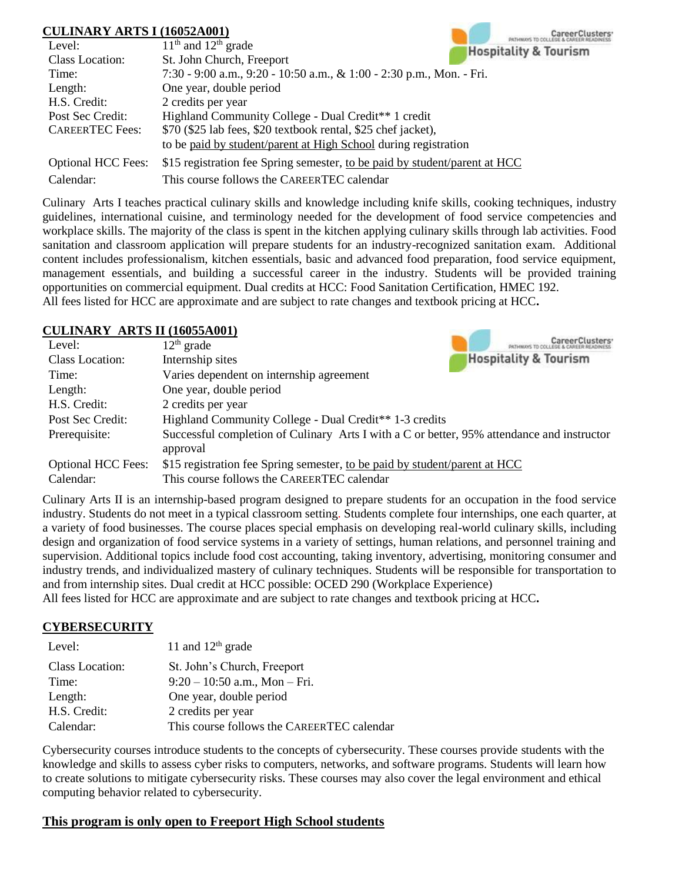## CULINARY ARTS I (16052A001)

| | |
|---|---|
| Level: | 11th and 12th grade |
| Class Location: | St. John Church, Freeport |
| Time: | 7:30 - 9:00 a.m., 9:20 - 10:50 a.m., & 1:00 - 2:30 p.m., Mon. - Fri. |
| Length: | One year, double period |
| H.S. Credit: | 2 credits per year |
| Post Sec Credit: | Highland Community College - Dual Credit** 1 credit |
| CAREERTEC Fees: | $70 ($25 lab fees, $20 textbook rental, $25 chef jacket), to be paid by student/parent at High School during registration |
| Optional HCC Fees: | $15 registration fee Spring semester, to be paid by student/parent at HCC |
| Calendar: | This course follows the CAREERTEC calendar |

CareerClusters — Pathways to College & Career Readiness — Hospitality & Tourism

Culinary Arts I teaches practical culinary skills and knowledge including knife skills, cooking techniques, industry guidelines, international cuisine, and terminology needed for the development of food service competencies and workplace skills. The majority of the class is spent in the kitchen applying culinary skills through lab activities. Food sanitation and classroom application will prepare students for an industry-recognized sanitation exam. Additional content includes professionalism, kitchen essentials, basic and advanced food preparation, food service equipment, management essentials, and building a successful career in the industry. Students will be provided training opportunities on commercial equipment. Dual credits at HCC: Food Sanitation Certification, HMEC 192.
All fees listed for HCC are approximate and are subject to rate changes and textbook pricing at HCC**.**

## CULINARY ARTS II (16055A001)

| | |
|---|---|
| Level: | 12th grade |
| Class Location: | Internship sites |
| Time: | Varies dependent on internship agreement |
| Length: | One year, double period |
| H.S. Credit: | 2 credits per year |
| Post Sec Credit: | Highland Community College - Dual Credit** 1-3 credits |
| Prerequisite: | Successful completion of Culinary Arts I with a C or better, 95% attendance and instructor approval |
| Optional HCC Fees: | $15 registration fee Spring semester, to be paid by student/parent at HCC |
| Calendar: | This course follows the CAREERTEC calendar |

CareerClusters — Pathways to College & Career Readiness — Hospitality & Tourism

Culinary Arts II is an internship-based program designed to prepare students for an occupation in the food service industry. Students do not meet in a typical classroom setting. Students complete four internships, one each quarter, at a variety of food businesses. The course places special emphasis on developing real-world culinary skills, including design and organization of food service systems in a variety of settings, human relations, and personnel training and supervision. Additional topics include food cost accounting, taking inventory, advertising, monitoring consumer and industry trends, and individualized mastery of culinary techniques. Students will be responsible for transportation to and from internship sites. Dual credit at HCC possible: OCED 290 (Workplace Experience)
All fees listed for HCC are approximate and are subject to rate changes and textbook pricing at HCC**.**

## CYBERSECURITY

| | |
|---|---|
| Level: | 11 and 12th grade |
| Class Location: | St. John's Church, Freeport |
| Time: | 9:20 – 10:50 a.m., Mon – Fri. |
| Length: | One year, double period |
| H.S. Credit: | 2 credits per year |
| Calendar: | This course follows the CAREERTEC calendar |

Cybersecurity courses introduce students to the concepts of cybersecurity. These courses provide students with the knowledge and skills to assess cyber risks to computers, networks, and software programs. Students will learn how to create solutions to mitigate cybersecurity risks. These courses may also cover the legal environment and ethical computing behavior related to cybersecurity.

**This program is only open to Freeport High School students**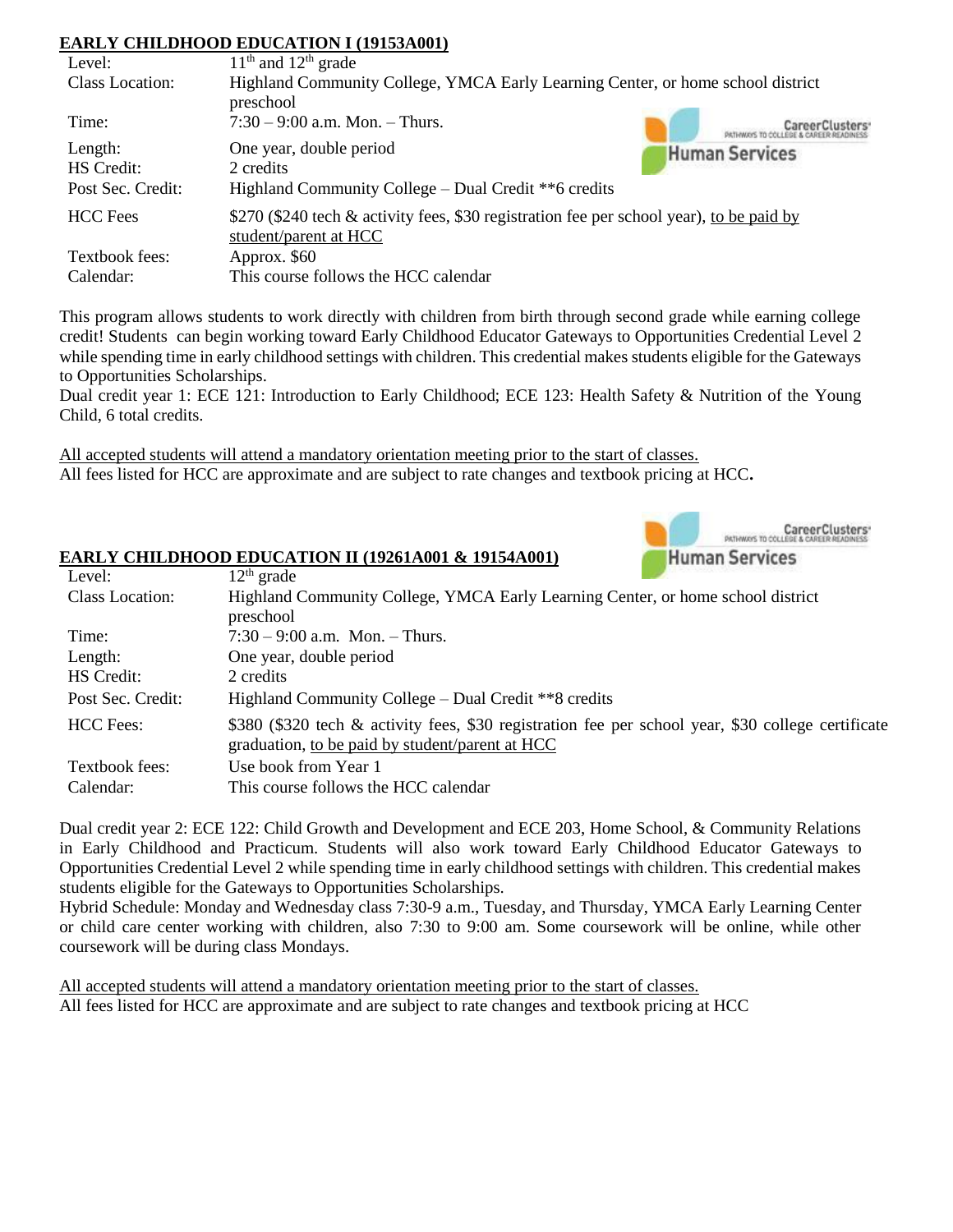## EARLY CHILDHOOD EDUCATION I (19153A001)

| | |
|---|---|
| Level: | 11th and 12th grade |
| Class Location: | Highland Community College, YMCA Early Learning Center, or home school district preschool |
| Time: | 7:30 – 9:00 a.m. Mon. – Thurs. |
| Length: | One year, double period |
| HS Credit: | 2 credits |
| Post Sec. Credit: | Highland Community College – Dual Credit **6 credits |
| HCC Fees | $270 ($240 tech & activity fees, $30 registration fee per school year), to be paid by student/parent at HCC |
| Textbook fees: | Approx. $60 |
| Calendar: | This course follows the HCC calendar |

CareerClusters PATHWAYS TO COLLEGE & CAREER READINESS — Human Services

This program allows students to work directly with children from birth through second grade while earning college credit! Students can begin working toward Early Childhood Educator Gateways to Opportunities Credential Level 2 while spending time in early childhood settings with children. This credential makes students eligible for the Gateways to Opportunities Scholarships.
Dual credit year 1: ECE 121: Introduction to Early Childhood; ECE 123: Health Safety & Nutrition of the Young Child, 6 total credits.

All accepted students will attend a mandatory orientation meeting prior to the start of classes.
All fees listed for HCC are approximate and are subject to rate changes and textbook pricing at HCC**.**

## EARLY CHILDHOOD EDUCATION II (19261A001 & 19154A001)

CareerClusters PATHWAYS TO COLLEGE & CAREER READINESS — Human Services

| | |
|---|---|
| Level: | 12th grade |
| Class Location: | Highland Community College, YMCA Early Learning Center, or home school district preschool |
| Time: | 7:30 – 9:00 a.m. Mon. – Thurs. |
| Length: | One year, double period |
| HS Credit: | 2 credits |
| Post Sec. Credit: | Highland Community College – Dual Credit **8 credits |
| HCC Fees: | $380 ($320 tech & activity fees, $30 registration fee per school year, $30 college certificate graduation, to be paid by student/parent at HCC |
| Textbook fees: | Use book from Year 1 |
| Calendar: | This course follows the HCC calendar |

Dual credit year 2: ECE 122: Child Growth and Development and ECE 203, Home School, & Community Relations in Early Childhood and Practicum. Students will also work toward Early Childhood Educator Gateways to Opportunities Credential Level 2 while spending time in early childhood settings with children. This credential makes students eligible for the Gateways to Opportunities Scholarships.
Hybrid Schedule: Monday and Wednesday class 7:30-9 a.m., Tuesday, and Thursday, YMCA Early Learning Center or child care center working with children, also 7:30 to 9:00 am. Some coursework will be online, while other coursework will be during class Mondays.

All accepted students will attend a mandatory orientation meeting prior to the start of classes.
All fees listed for HCC are approximate and are subject to rate changes and textbook pricing at HCC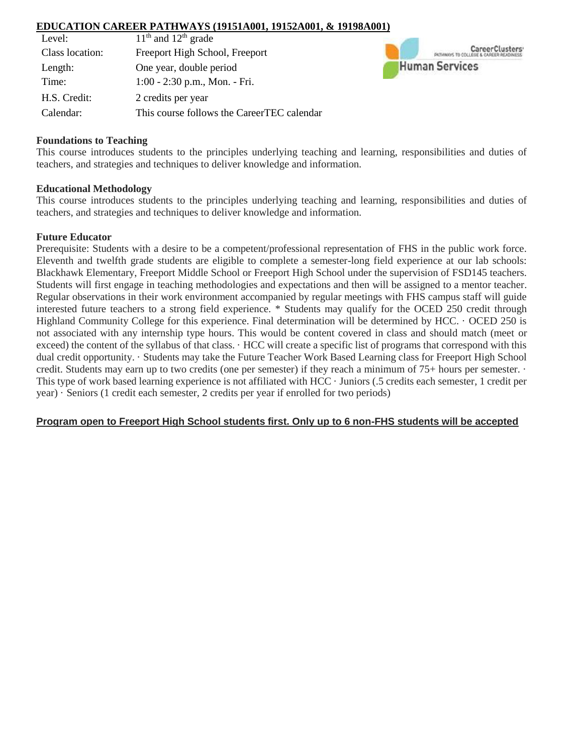## EDUCATION CAREER PATHWAYS (19151A001, 19152A001, & 19198A001)

| | |
|---|---|
| Level: | 11th and 12th grade |
| Class location: | Freeport High School, Freeport |
| Length: | One year, double period |
| Time: | 1:00 - 2:30 p.m., Mon. - Fri. |
| H.S. Credit: | 2 credits per year |
| Calendar: | This course follows the CareerTEC calendar |

CareerClusters PATHWAYS TO COLLEGE & CAREER READINESS
Human Services

**Foundations to Teaching**
This course introduces students to the principles underlying teaching and learning, responsibilities and duties of teachers, and strategies and techniques to deliver knowledge and information.

**Educational Methodology**
This course introduces students to the principles underlying teaching and learning, responsibilities and duties of teachers, and strategies and techniques to deliver knowledge and information.

**Future Educator**
Prerequisite: Students with a desire to be a competent/professional representation of FHS in the public work force. Eleventh and twelfth grade students are eligible to complete a semester-long field experience at our lab schools: Blackhawk Elementary, Freeport Middle School or Freeport High School under the supervision of FSD145 teachers. Students will first engage in teaching methodologies and expectations and then will be assigned to a mentor teacher. Regular observations in their work environment accompanied by regular meetings with FHS campus staff will guide interested future teachers to a strong field experience. * Students may qualify for the OCED 250 credit through Highland Community College for this experience. Final determination will be determined by HCC. · OCED 250 is not associated with any internship type hours. This would be content covered in class and should match (meet or exceed) the content of the syllabus of that class. · HCC will create a specific list of programs that correspond with this dual credit opportunity. · Students may take the Future Teacher Work Based Learning class for Freeport High School credit. Students may earn up to two credits (one per semester) if they reach a minimum of 75+ hours per semester. · This type of work based learning experience is not affiliated with HCC · Juniors (.5 credits each semester, 1 credit per year) · Seniors (1 credit each semester, 2 credits per year if enrolled for two periods)

**Program open to Freeport High School students first. Only up to 6 non-FHS students will be accepted**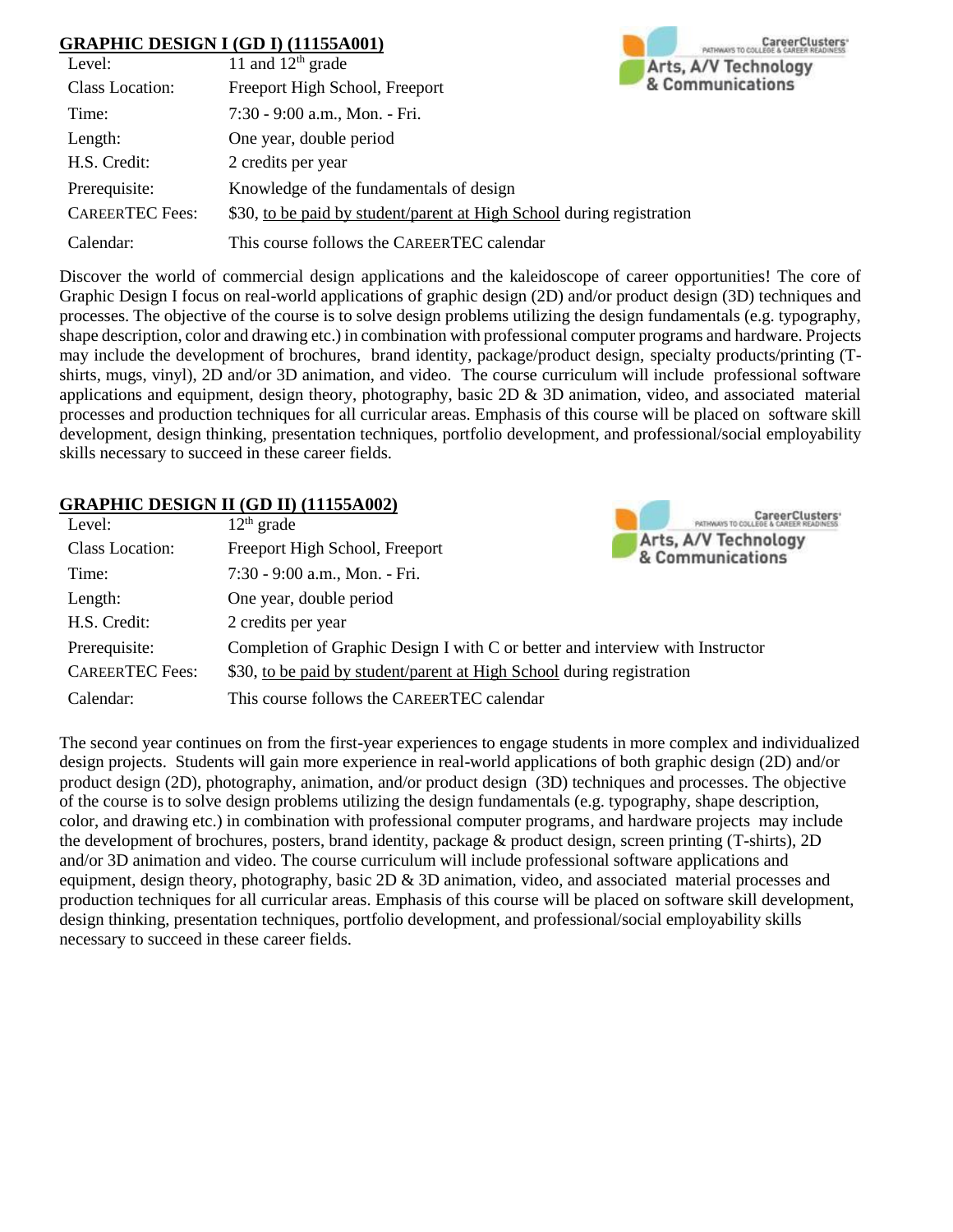## GRAPHIC DESIGN I (GD I) (11155A001)

| | |
|---|---|
| Level: | 11 and 12th grade |
| Class Location: | Freeport High School, Freeport |
| Time: | 7:30 - 9:00 a.m., Mon. - Fri. |
| Length: | One year, double period |
| H.S. Credit: | 2 credits per year |
| Prerequisite: | Knowledge of the fundamentals of design |
| CAREERTEC Fees: | $30, to be paid by student/parent at High School during registration |
| Calendar: | This course follows the CAREERTEC calendar |

CareerClusters
PATHWAYS TO COLLEGE & CAREER READINESS
Arts, A/V Technology & Communications

Discover the world of commercial design applications and the kaleidoscope of career opportunities! The core of Graphic Design I focus on real-world applications of graphic design (2D) and/or product design (3D) techniques and processes. The objective of the course is to solve design problems utilizing the design fundamentals (e.g. typography, shape description, color and drawing etc.) in combination with professional computer programs and hardware. Projects may include the development of brochures, brand identity, package/product design, specialty products/printing (T-shirts, mugs, vinyl), 2D and/or 3D animation, and video. The course curriculum will include professional software applications and equipment, design theory, photography, basic 2D & 3D animation, video, and associated material processes and production techniques for all curricular areas. Emphasis of this course will be placed on software skill development, design thinking, presentation techniques, portfolio development, and professional/social employability skills necessary to succeed in these career fields.

## GRAPHIC DESIGN II (GD II) (11155A002)

| | |
|---|---|
| Level: | 12th grade |
| Class Location: | Freeport High School, Freeport |
| Time: | 7:30 - 9:00 a.m., Mon. - Fri. |
| Length: | One year, double period |
| H.S. Credit: | 2 credits per year |
| Prerequisite: | Completion of Graphic Design I with C or better and interview with Instructor |
| CAREERTEC Fees: | $30, to be paid by student/parent at High School during registration |
| Calendar: | This course follows the CAREERTEC calendar |

CareerClusters
PATHWAYS TO COLLEGE & CAREER READINESS
Arts, A/V Technology & Communications

The second year continues on from the first-year experiences to engage students in more complex and individualized design projects. Students will gain more experience in real-world applications of both graphic design (2D) and/or product design (2D), photography, animation, and/or product design (3D) techniques and processes. The objective of the course is to solve design problems utilizing the design fundamentals (e.g. typography, shape description, color, and drawing etc.) in combination with professional computer programs, and hardware projects may include the development of brochures, posters, brand identity, package & product design, screen printing (T-shirts), 2D and/or 3D animation and video. The course curriculum will include professional software applications and equipment, design theory, photography, basic 2D & 3D animation, video, and associated material processes and production techniques for all curricular areas. Emphasis of this course will be placed on software skill development, design thinking, presentation techniques, portfolio development, and professional/social employability skills necessary to succeed in these career fields.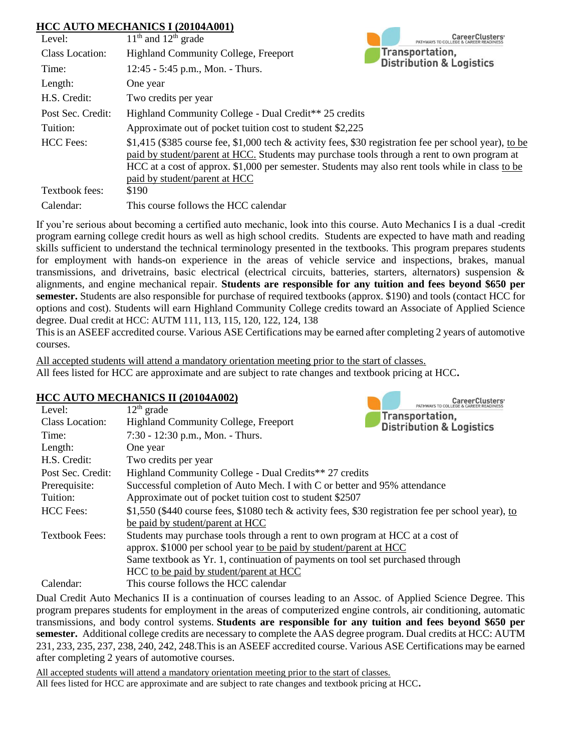## HCC AUTO MECHANICS I (20104A001)

CareerClusters® PATHWAYS TO COLLEGE & CAREER READINESS
Transportation, Distribution & Logistics

| | |
|---|---|
| Level: | 11th and 12th grade |
| Class Location: | Highland Community College, Freeport |
| Time: | 12:45 - 5:45 p.m., Mon. - Thurs. |
| Length: | One year |
| H.S. Credit: | Two credits per year |
| Post Sec. Credit: | Highland Community College - Dual Credit** 25 credits |
| Tuition: | Approximate out of pocket tuition cost to student $2,225 |
| HCC Fees: | $1,415 ($385 course fee, $1,000 tech & activity fees, $30 registration fee per school year), to be paid by student/parent at HCC. Students may purchase tools through a rent to own program at HCC at a cost of approx. $1,000 per semester. Students may also rent tools while in class to be paid by student/parent at HCC |
| Textbook fees: | $190 |
| Calendar: | This course follows the HCC calendar |

If you're serious about becoming a certified auto mechanic, look into this course. Auto Mechanics I is a dual -credit program earning college credit hours as well as high school credits. Students are expected to have math and reading skills sufficient to understand the technical terminology presented in the textbooks. This program prepares students for employment with hands-on experience in the areas of vehicle service and inspections, brakes, manual transmissions, and drivetrains, basic electrical (electrical circuits, batteries, starters, alternators) suspension & alignments, and engine mechanical repair. **Students are responsible for any tuition and fees beyond $650 per semester.** Students are also responsible for purchase of required textbooks (approx. $190) and tools (contact HCC for options and cost). Students will earn Highland Community College credits toward an Associate of Applied Science degree. Dual credit at HCC: AUTM 111, 113, 115, 120, 122, 124, 138

This is an ASEEF accredited course. Various ASE Certifications may be earned after completing 2 years of automotive courses.

All accepted students will attend a mandatory orientation meeting prior to the start of classes.
All fees listed for HCC are approximate and are subject to rate changes and textbook pricing at HCC**.**

## HCC AUTO MECHANICS II (20104A002)

CareerClusters® PATHWAYS TO COLLEGE & CAREER READINESS
Transportation, Distribution & Logistics

| | |
|---|---|
| Level: | 12th grade |
| Class Location: | Highland Community College, Freeport |
| Time: | 7:30 - 12:30 p.m., Mon. - Thurs. |
| Length: | One year |
| H.S. Credit: | Two credits per year |
| Post Sec. Credit: | Highland Community College - Dual Credits** 27 credits |
| Prerequisite: | Successful completion of Auto Mech. I with C or better and 95% attendance |
| Tuition: | Approximate out of pocket tuition cost to student $2507 |
| HCC Fees: | $1,550 ($440 course fees, $1080 tech & activity fees, $30 registration fee per school year), to be paid by student/parent at HCC |
| Textbook Fees: | Students may purchase tools through a rent to own program at HCC at a cost of approx. $1000 per school year to be paid by student/parent at HCC<br>Same textbook as Yr. 1, continuation of payments on tool set purchased through HCC to be paid by student/parent at HCC |
| Calendar: | This course follows the HCC calendar |

Dual Credit Auto Mechanics II is a continuation of courses leading to an Assoc. of Applied Science Degree. This program prepares students for employment in the areas of computerized engine controls, air conditioning, automatic transmissions, and body control systems. **Students are responsible for any tuition and fees beyond $650 per semester.** Additional college credits are necessary to complete the AAS degree program. Dual credits at HCC: AUTM 231, 233, 235, 237, 238, 240, 242, 248.This is an ASEEF accredited course. Various ASE Certifications may be earned after completing 2 years of automotive courses.

All accepted students will attend a mandatory orientation meeting prior to the start of classes.
All fees listed for HCC are approximate and are subject to rate changes and textbook pricing at HCC**.**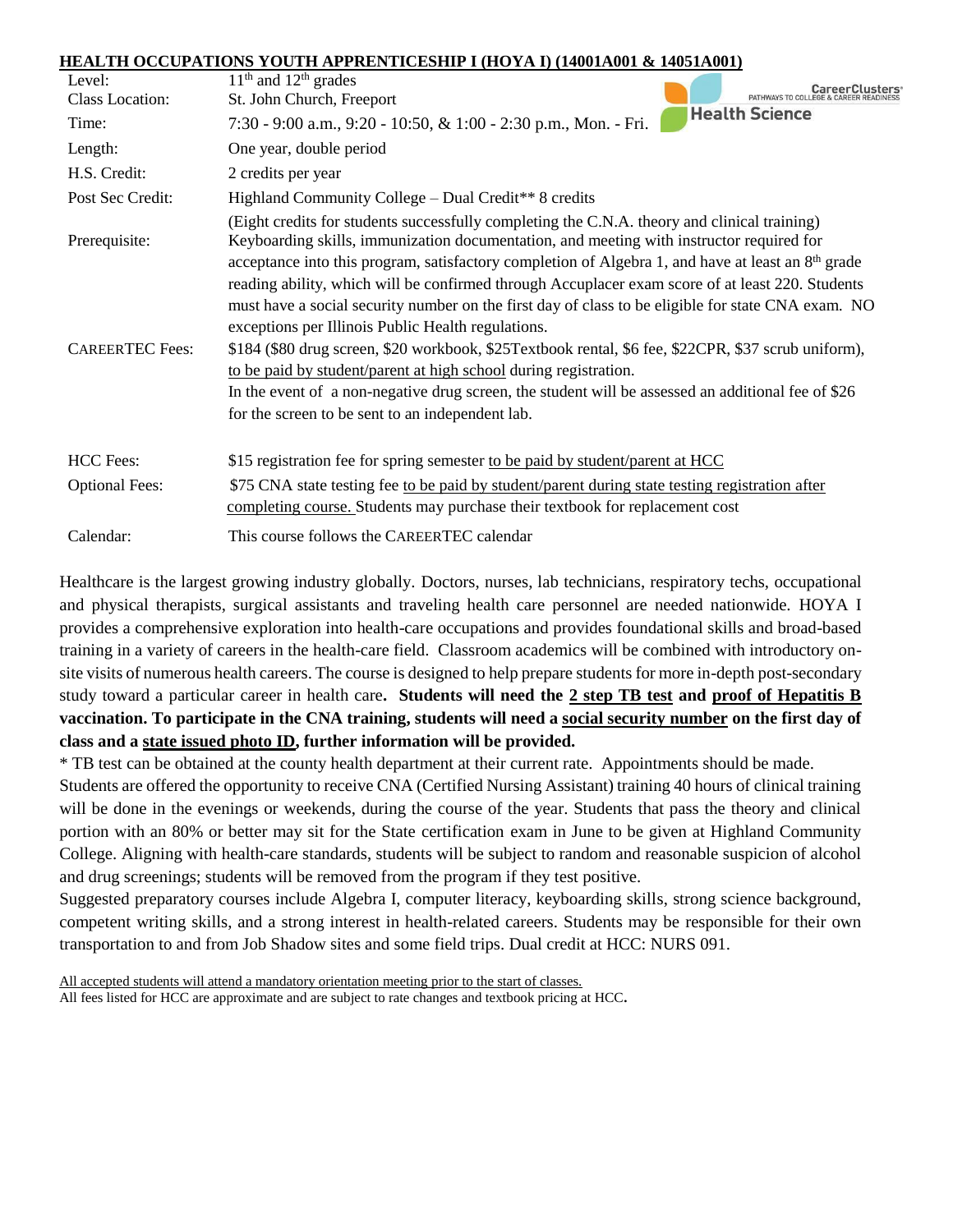## HEALTH OCCUPATIONS YOUTH APPRENTICESHIP I (HOYA I) (14001A001 & 14051A001)

CareerClusters® PATHWAYS TO COLLEGE & CAREER READINESS — Health Science

| | |
|---|---|
| Level: | 11th and 12th grades |
| Class Location: | St. John Church, Freeport |
| Time: | 7:30 - 9:00 a.m., 9:20 - 10:50, & 1:00 - 2:30 p.m., Mon. - Fri. |
| Length: | One year, double period |
| H.S. Credit: | 2 credits per year |
| Post Sec Credit: | Highland Community College – Dual Credit** 8 credits (Eight credits for students successfully completing the C.N.A. theory and clinical training) |
| Prerequisite: | Keyboarding skills, immunization documentation, and meeting with instructor required for acceptance into this program, satisfactory completion of Algebra 1, and have at least an 8th grade reading ability, which will be confirmed through Accuplacer exam score of at least 220. Students must have a social security number on the first day of class to be eligible for state CNA exam. NO exceptions per Illinois Public Health regulations. |
| CAREERTEC Fees: | $184 ($80 drug screen, $20 workbook, $25Textbook rental, $6 fee, $22CPR, $37 scrub uniform), to be paid by student/parent at high school during registration. In the event of a non-negative drug screen, the student will be assessed an additional fee of $26 for the screen to be sent to an independent lab. |
| HCC Fees: | $15 registration fee for spring semester to be paid by student/parent at HCC |
| Optional Fees: | $75 CNA state testing fee to be paid by student/parent during state testing registration after completing course. Students may purchase their textbook for replacement cost |
| Calendar: | This course follows the CAREERTEC calendar |

Healthcare is the largest growing industry globally. Doctors, nurses, lab technicians, respiratory techs, occupational and physical therapists, surgical assistants and traveling health care personnel are needed nationwide. HOYA I provides a comprehensive exploration into health-care occupations and provides foundational skills and broad-based training in a variety of careers in the health-care field. Classroom academics will be combined with introductory on-site visits of numerous health careers. The course is designed to help prepare students for more in-depth post-secondary study toward a particular career in health care. **Students will need the 2 step TB test and proof of Hepatitis B vaccination. To participate in the CNA training, students will need a social security number on the first day of class and a state issued photo ID, further information will be provided.**

* TB test can be obtained at the county health department at their current rate. Appointments should be made.

Students are offered the opportunity to receive CNA (Certified Nursing Assistant) training 40 hours of clinical training will be done in the evenings or weekends, during the course of the year. Students that pass the theory and clinical portion with an 80% or better may sit for the State certification exam in June to be given at Highland Community College. Aligning with health-care standards, students will be subject to random and reasonable suspicion of alcohol and drug screenings; students will be removed from the program if they test positive.

Suggested preparatory courses include Algebra I, computer literacy, keyboarding skills, strong science background, competent writing skills, and a strong interest in health-related careers. Students may be responsible for their own transportation to and from Job Shadow sites and some field trips. Dual credit at HCC: NURS 091.

All accepted students will attend a mandatory orientation meeting prior to the start of classes.

All fees listed for HCC are approximate and are subject to rate changes and textbook pricing at HCC.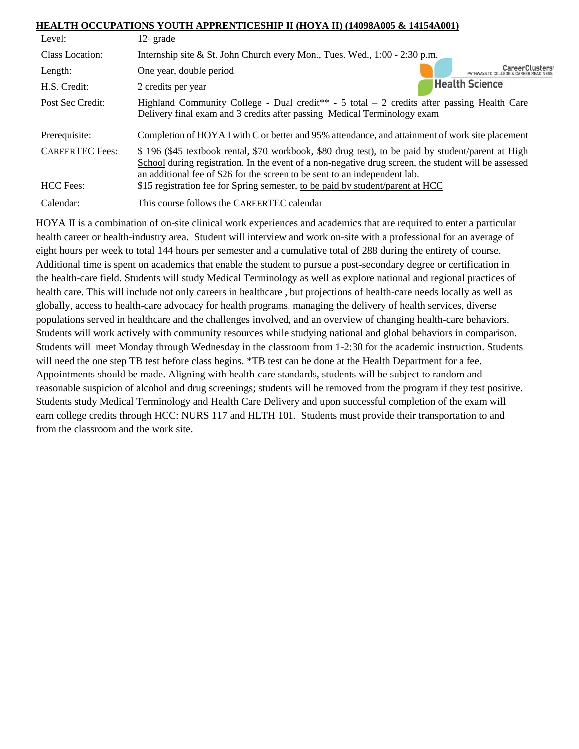**HEALTH OCCUPATIONS YOUTH APPRENTICESHIP II (HOYA II) (14098A005 & 14154A001)**

| | |
|---|---|
| Level: | 12th grade |
| Class Location: | Internship site & St. John Church every Mon., Tues. Wed., 1:00 - 2:30 p.m. |
| Length: | One year, double period |
| H.S. Credit: | 2 credits per year |
| Post Sec Credit: | Highland Community College - Dual credit** - 5 total – 2 credits after passing Health Care Delivery final exam and 3 credits after passing Medical Terminology exam |
| Prerequisite: | Completion of HOYA I with C or better and 95% attendance, and attainment of work site placement |
| CAREERTEC Fees: | $ 196 ($45 textbook rental, $70 workbook, $80 drug test), to be paid by student/parent at High School during registration. In the event of a non-negative drug screen, the student will be assessed an additional fee of $26 for the screen to be sent to an independent lab. |
| HCC Fees: | $15 registration fee for Spring semester, to be paid by student/parent at HCC |
| Calendar: | This course follows the CAREERTEC calendar |

HOYA II is a combination of on-site clinical work experiences and academics that are required to enter a particular health career or health-industry area. Student will interview and work on-site with a professional for an average of eight hours per week to total 144 hours per semester and a cumulative total of 288 during the entirety of course. Additional time is spent on academics that enable the student to pursue a post-secondary degree or certification in the health-care field. Students will study Medical Terminology as well as explore national and regional practices of health care. This will include not only careers in healthcare , but projections of health-care needs locally as well as globally, access to health-care advocacy for health programs, managing the delivery of health services, diverse populations served in healthcare and the challenges involved, and an overview of changing health-care behaviors. Students will work actively with community resources while studying national and global behaviors in comparison. Students will meet Monday through Wednesday in the classroom from 1-2:30 for the academic instruction. Students will need the one step TB test before class begins. *TB test can be done at the Health Department for a fee. Appointments should be made. Aligning with health-care standards, students will be subject to random and reasonable suspicion of alcohol and drug screenings; students will be removed from the program if they test positive. Students study Medical Terminology and Health Care Delivery and upon successful completion of the exam will earn college credits through HCC: NURS 117 and HLTH 101. Students must provide their transportation to and from the classroom and the work site.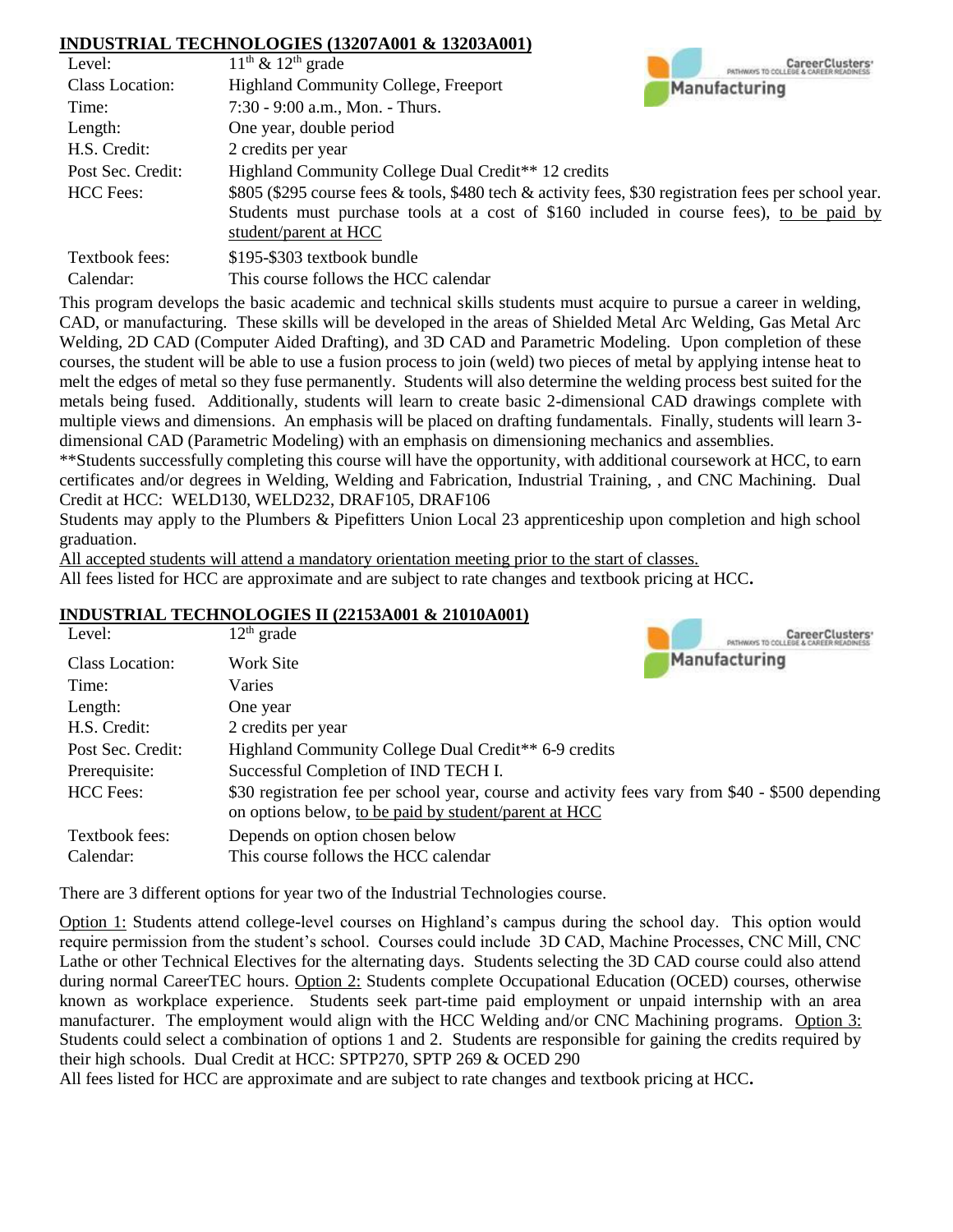## INDUSTRIAL TECHNOLOGIES (13207A001 & 13203A001)

| | |
|---|---|
| Level: | 11th & 12th grade |
| Class Location: | Highland Community College, Freeport |
| Time: | 7:30 - 9:00 a.m., Mon. - Thurs. |
| Length: | One year, double period |
| H.S. Credit: | 2 credits per year |
| Post Sec. Credit: | Highland Community College Dual Credit** 12 credits |
| HCC Fees: | $805 ($295 course fees & tools, $480 tech & activity fees, $30 registration fees per school year. Students must purchase tools at a cost of $160 included in course fees), to be paid by student/parent at HCC |
| Textbook fees: | $195-$303 textbook bundle |
| Calendar: | This course follows the HCC calendar |

This program develops the basic academic and technical skills students must acquire to pursue a career in welding, CAD, or manufacturing. These skills will be developed in the areas of Shielded Metal Arc Welding, Gas Metal Arc Welding, 2D CAD (Computer Aided Drafting), and 3D CAD and Parametric Modeling. Upon completion of these courses, the student will be able to use a fusion process to join (weld) two pieces of metal by applying intense heat to melt the edges of metal so they fuse permanently. Students will also determine the welding process best suited for the metals being fused. Additionally, students will learn to create basic 2-dimensional CAD drawings complete with multiple views and dimensions. An emphasis will be placed on drafting fundamentals. Finally, students will learn 3-dimensional CAD (Parametric Modeling) with an emphasis on dimensioning mechanics and assemblies.

**Students successfully completing this course will have the opportunity, with additional coursework at HCC, to earn certificates and/or degrees in Welding, Welding and Fabrication, Industrial Training, , and CNC Machining. Dual Credit at HCC: WELD130, WELD232, DRAF105, DRAF106

Students may apply to the Plumbers & Pipefitters Union Local 23 apprenticeship upon completion and high school graduation.

All accepted students will attend a mandatory orientation meeting prior to the start of classes.

All fees listed for HCC are approximate and are subject to rate changes and textbook pricing at HCC**.**

## INDUSTRIAL TECHNOLOGIES II (22153A001 & 21010A001)

| | |
|---|---|
| Level: | 12th grade |
| Class Location: | Work Site |
| Time: | Varies |
| Length: | One year |
| H.S. Credit: | 2 credits per year |
| Post Sec. Credit: | Highland Community College Dual Credit** 6-9 credits |
| Prerequisite: | Successful Completion of IND TECH I. |
| HCC Fees: | $30 registration fee per school year, course and activity fees vary from $40 - $500 depending on options below, to be paid by student/parent at HCC |
| Textbook fees: | Depends on option chosen below |
| Calendar: | This course follows the HCC calendar |

There are 3 different options for year two of the Industrial Technologies course.

Option 1: Students attend college-level courses on Highland's campus during the school day. This option would require permission from the student's school. Courses could include 3D CAD, Machine Processes, CNC Mill, CNC Lathe or other Technical Electives for the alternating days. Students selecting the 3D CAD course could also attend during normal CareerTEC hours. Option 2: Students complete Occupational Education (OCED) courses, otherwise known as workplace experience. Students seek part-time paid employment or unpaid internship with an area manufacturer. The employment would align with the HCC Welding and/or CNC Machining programs. Option 3: Students could select a combination of options 1 and 2. Students are responsible for gaining the credits required by their high schools. Dual Credit at HCC: SPTP270, SPTP 269 & OCED 290

All fees listed for HCC are approximate and are subject to rate changes and textbook pricing at HCC**.**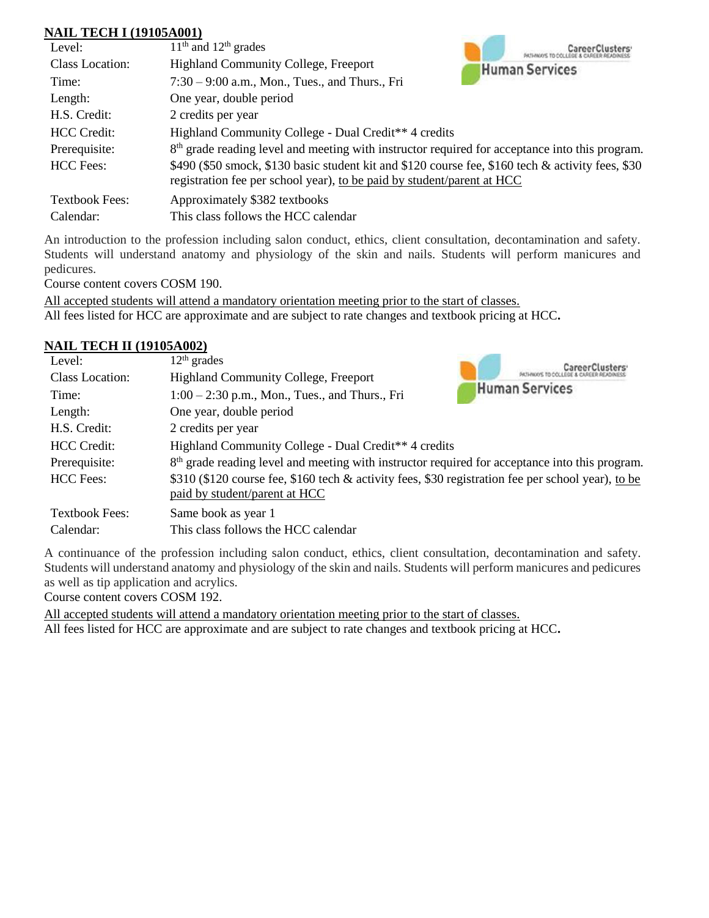## NAIL TECH I (19105A001)

| | |
|---|---|
| Level: | 11th and 12th grades |
| Class Location: | Highland Community College, Freeport |
| Time: | 7:30 – 9:00 a.m., Mon., Tues., and Thurs., Fri |
| Length: | One year, double period |
| H.S. Credit: | 2 credits per year |
| HCC Credit: | Highland Community College - Dual Credit** 4 credits |
| Prerequisite: | 8th grade reading level and meeting with instructor required for acceptance into this program. |
| HCC Fees: | $490 ($50 smock, $130 basic student kit and $120 course fee, $160 tech & activity fees, $30 registration fee per school year), to be paid by student/parent at HCC |
| Textbook Fees: | Approximately $382 textbooks |
| Calendar: | This class follows the HCC calendar |

CareerClusters Pathways to College & Career Readiness — Human Services

An introduction to the profession including salon conduct, ethics, client consultation, decontamination and safety. Students will understand anatomy and physiology of the skin and nails. Students will perform manicures and pedicures.

Course content covers COSM 190.

All accepted students will attend a mandatory orientation meeting prior to the start of classes.

All fees listed for HCC are approximate and are subject to rate changes and textbook pricing at HCC.

## NAIL TECH II (19105A002)

| | |
|---|---|
| Level: | 12th grades |
| Class Location: | Highland Community College, Freeport |
| Time: | 1:00 – 2:30 p.m., Mon., Tues., and Thurs., Fri |
| Length: | One year, double period |
| H.S. Credit: | 2 credits per year |
| HCC Credit: | Highland Community College - Dual Credit** 4 credits |
| Prerequisite: | 8th grade reading level and meeting with instructor required for acceptance into this program. |
| HCC Fees: | $310 ($120 course fee, $160 tech & activity fees, $30 registration fee per school year), to be paid by student/parent at HCC |
| Textbook Fees: | Same book as year 1 |
| Calendar: | This class follows the HCC calendar |

CareerClusters Pathways to College & Career Readiness — Human Services

A continuance of the profession including salon conduct, ethics, client consultation, decontamination and safety. Students will understand anatomy and physiology of the skin and nails. Students will perform manicures and pedicures as well as tip application and acrylics.

Course content covers COSM 192.

All accepted students will attend a mandatory orientation meeting prior to the start of classes.

All fees listed for HCC are approximate and are subject to rate changes and textbook pricing at HCC.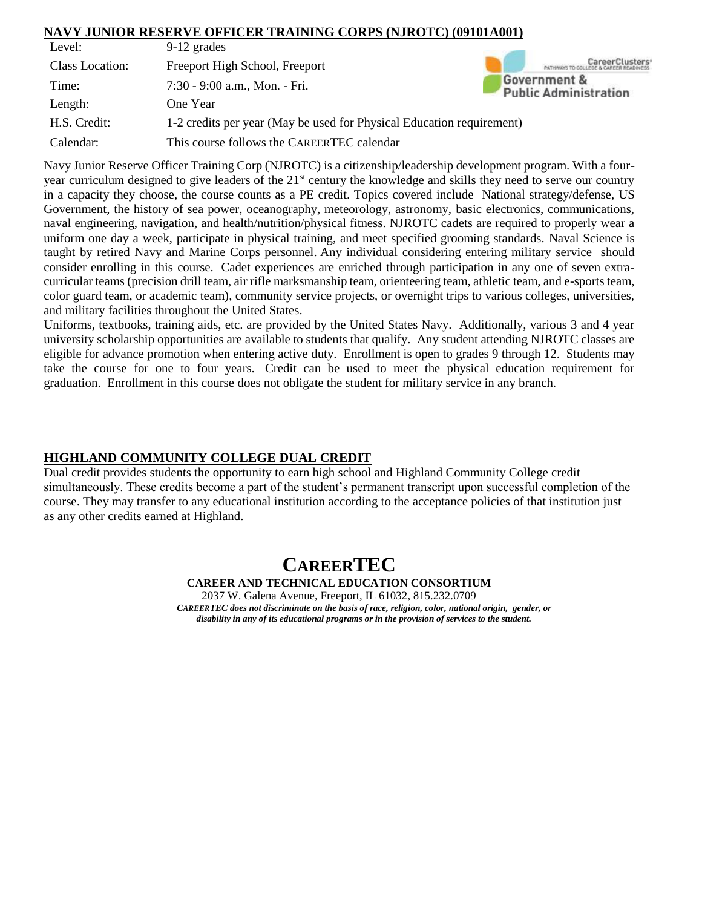## NAVY JUNIOR RESERVE OFFICER TRAINING CORPS (NJROTC) (09101A001)

| | |
|---|---|
| Level: | 9-12 grades |
| Class Location: | Freeport High School, Freeport |
| Time: | 7:30 - 9:00 a.m., Mon. - Fri. |
| Length: | One Year |
| H.S. Credit: | 1-2 credits per year (May be used for Physical Education requirement) |
| Calendar: | This course follows the CAREERTEC calendar |

CareerClusters — Pathways to College & Career Readiness
Government & Public Administration

Navy Junior Reserve Officer Training Corp (NJROTC) is a citizenship/leadership development program. With a four-year curriculum designed to give leaders of the 21st century the knowledge and skills they need to serve our country in a capacity they choose, the course counts as a PE credit. Topics covered include National strategy/defense, US Government, the history of sea power, oceanography, meteorology, astronomy, basic electronics, communications, naval engineering, navigation, and health/nutrition/physical fitness. NJROTC cadets are required to properly wear a uniform one day a week, participate in physical training, and meet specified grooming standards. Naval Science is taught by retired Navy and Marine Corps personnel. Any individual considering entering military service should consider enrolling in this course. Cadet experiences are enriched through participation in any one of seven extra-curricular teams (precision drill team, air rifle marksmanship team, orienteering team, athletic team, and e-sports team, color guard team, or academic team), community service projects, or overnight trips to various colleges, universities, and military facilities throughout the United States.

Uniforms, textbooks, training aids, etc. are provided by the United States Navy. Additionally, various 3 and 4 year university scholarship opportunities are available to students that qualify. Any student attending NJROTC classes are eligible for advance promotion when entering active duty. Enrollment is open to grades 9 through 12. Students may take the course for one to four years. Credit can be used to meet the physical education requirement for graduation. Enrollment in this course does not obligate the student for military service in any branch.

## HIGHLAND COMMUNITY COLLEGE DUAL CREDIT

Dual credit provides students the opportunity to earn high school and Highland Community College credit simultaneously. These credits become a part of the student's permanent transcript upon successful completion of the course. They may transfer to any educational institution according to the acceptance policies of that institution just as any other credits earned at Highland.

# CAREERTEC

**CAREER AND TECHNICAL EDUCATION CONSORTIUM**

2037 W. Galena Avenue, Freeport, IL 61032, 815.232.0709

***CAREERTEC does not discriminate on the basis of race, religion, color, national origin, gender, or disability in any of its educational programs or in the provision of services to the student.***